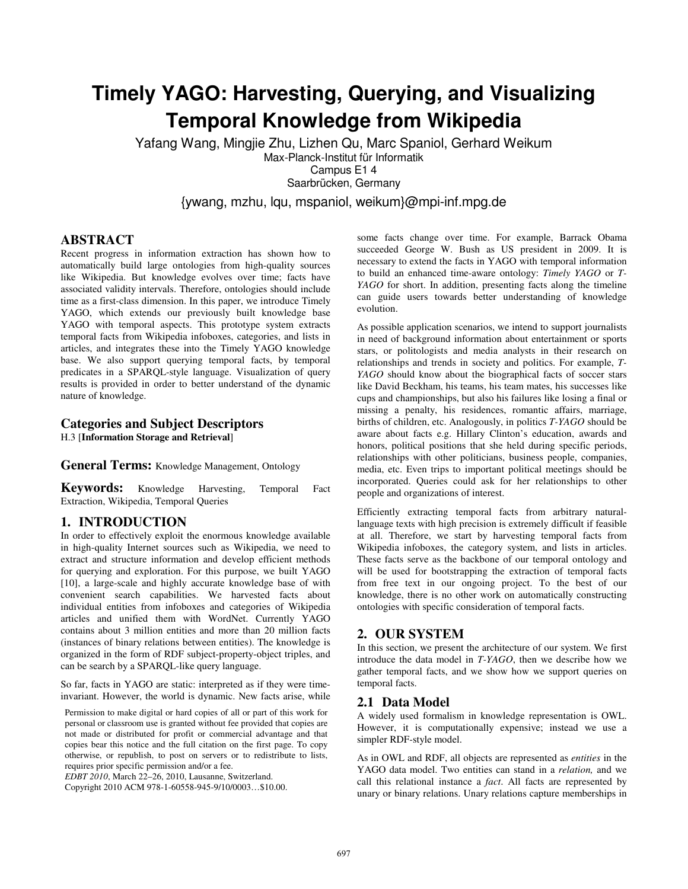# Timely YAGO: Harvesting, Querying, and Visualizing Temporal Knowledge from Wikipedia

Yafang Wang, Mingjie Zhu, Lizhen Qu, Marc Spaniol, Gerhard Weikum
Max-Planck-Institut für Informatik
Campus E1 4
Saarbrücken, Germany

{ywang, mzhu, lqu, mspaniol, weikum}@mpi-inf.mpg.de

## ABSTRACT

Recent progress in information extraction has shown how to automatically build large ontologies from high-quality sources like Wikipedia. But knowledge evolves over time; facts have associated validity intervals. Therefore, ontologies should include time as a first-class dimension. In this paper, we introduce Timely YAGO, which extends our previously built knowledge base YAGO with temporal aspects. This prototype system extracts temporal facts from Wikipedia infoboxes, categories, and lists in articles, and integrates these into the Timely YAGO knowledge base. We also support querying temporal facts, by temporal predicates in a SPARQL-style language. Visualization of query results is provided in order to better understand of the dynamic nature of knowledge.

### Categories and Subject Descriptors

H.3 [**Information Storage and Retrieval**]

### General Terms: Knowledge Management, Ontology

### Keywords: Knowledge Harvesting, Temporal Fact Extraction, Wikipedia, Temporal Queries

## 1. INTRODUCTION

In order to effectively exploit the enormous knowledge available in high-quality Internet sources such as Wikipedia, we need to extract and structure information and develop efficient methods for querying and exploration. For this purpose, we built YAGO [10], a large-scale and highly accurate knowledge base of with convenient search capabilities. We harvested facts about individual entities from infoboxes and categories of Wikipedia articles and unified them with WordNet. Currently YAGO contains about 3 million entities and more than 20 million facts (instances of binary relations between entities). The knowledge is organized in the form of RDF subject-property-object triples, and can be search by a SPARQL-like query language.

So far, facts in YAGO are static: interpreted as if they were time-invariant. However, the world is dynamic. New facts arise, while some facts change over time. For example, Barrack Obama succeeded George W. Bush as US president in 2009. It is necessary to extend the facts in YAGO with temporal information to build an enhanced time-aware ontology: *Timely YAGO* or *T-YAGO* for short. In addition, presenting facts along the timeline can guide users towards better understanding of knowledge evolution.

As possible application scenarios, we intend to support journalists in need of background information about entertainment or sports stars, or politologists and media analysts in their research on relationships and trends in society and politics. For example, *T-YAGO* should know about the biographical facts of soccer stars like David Beckham, his teams, his team mates, his successes like cups and championships, but also his failures like losing a final or missing a penalty, his residences, romantic affairs, marriage, births of children, etc. Analogously, in politics *T-YAGO* should be aware about facts e.g. Hillary Clinton's education, awards and honors, political positions that she held during specific periods, relationships with other politicians, business people, companies, media, etc. Even trips to important political meetings should be incorporated. Queries could ask for her relationships to other people and organizations of interest.

Efficiently extracting temporal facts from arbitrary natural-language texts with high precision is extremely difficult if feasible at all. Therefore, we start by harvesting temporal facts from Wikipedia infoboxes, the category system, and lists in articles. These facts serve as the backbone of our temporal ontology and will be used for bootstrapping the extraction of temporal facts from free text in our ongoing project. To the best of our knowledge, there is no other work on automatically constructing ontologies with specific consideration of temporal facts.

## 2. OUR SYSTEM

In this section, we present the architecture of our system. We first introduce the data model in *T-YAGO*, then we describe how we gather temporal facts, and we show how we support queries on temporal facts.

### 2.1 Data Model

A widely used formalism in knowledge representation is OWL. However, it is computationally expensive; instead we use a simpler RDF-style model.

As in OWL and RDF, all objects are represented as *entities* in the YAGO data model. Two entities can stand in a *relation,* and we call this relational instance a *fact*. All facts are represented by unary or binary relations. Unary relations capture memberships in

Permission to make digital or hard copies of all or part of this work for personal or classroom use is granted without fee provided that copies are not made or distributed for profit or commercial advantage and that copies bear this notice and the full citation on the first page. To copy otherwise, or republish, to post on servers or to redistribute to lists, requires prior specific permission and/or a fee.
*EDBT 2010*, March 22–26, 2010, Lausanne, Switzerland.
Copyright 2010 ACM 978-1-60558-945-9/10/0003…$10.00.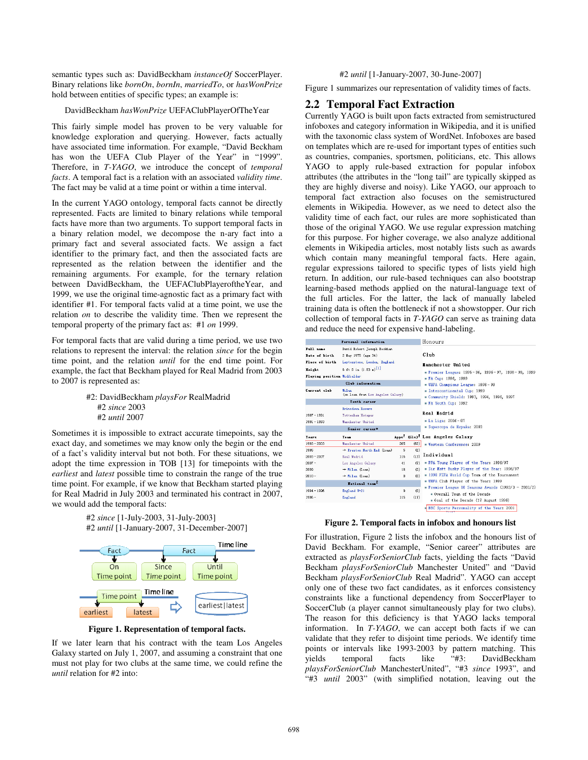semantic types such as: DavidBeckham *instanceOf* SoccerPlayer. Binary relations like *bornOn*, *bornIn*, *marriedTo*, or *hasWonPrize* hold between entities of specific types; an example is:

DavidBeckham *hasWonPrize* UEFAClubPlayerOfTheYear

This fairly simple model has proven to be very valuable for knowledge exploration and querying. However, facts actually have associated time information. For example, "David Beckham has won the UEFA Club Player of the Year" in "1999". Therefore, in *T-YAGO*, we introduce the concept of *temporal facts*. A temporal fact is a relation with an associated *validity time*. The fact may be valid at a time point or within a time interval.

In the current YAGO ontology, temporal facts cannot be directly represented. Facts are limited to binary relations while temporal facts have more than two arguments. To support temporal facts in a binary relation model, we decompose the n-ary fact into a primary fact and several associated facts. We assign a fact identifier to the primary fact, and then the associated facts are represented as the relation between the identifier and the remaining arguments. For example, for the ternary relation between DavidBeckham, the UEFAClubPlayeroftheYear, and 1999, we use the original time-agnostic fact as a primary fact with identifier #1. For temporal facts valid at a time point, we use the relation *on* to describe the validity time. Then we represent the temporal property of the primary fact as: #1 *on* 1999.

For temporal facts that are valid during a time period, we use two relations to represent the interval: the relation *since* for the begin time point, and the relation *until* for the end time point. For example, the fact that Beckham played for Real Madrid from 2003 to 2007 is represented as:

#2: DavidBeckham *playsFor* RealMadrid
#2 *since* 2003
#2 *until* 2007

Sometimes it is impossible to extract accurate timepoints, say the exact day, and sometimes we may know only the begin or the end of a fact's validity interval but not both. For these situations, we adopt the time expression in TOB [13] for timepoints with the *earliest* and *latest* possible time to constrain the range of the true time point. For example, if we know that Beckham started playing for Real Madrid in July 2003 and terminated his contract in 2007, we would add the temporal facts:

#2 *since* [1-July-2003, 31-July-2003]
#2 *until* [1-January-2007, 31-December-2007]

**Figure 1. Representation of temporal facts.**

If we later learn that his contract with the team Los Angeles Galaxy started on July 1, 2007, and assuming a constraint that one must not play for two clubs at the same time, we could refine the *until* relation for #2 into:

#2 *until* [1-January-2007, 30-June-2007]

Figure 1 summarizes our representation of validity times of facts.

## 2.2 Temporal Fact Extraction

Currently YAGO is built upon facts extracted from semistructured infoboxes and category information in Wikipedia, and it is unified with the taxonomic class system of WordNet. Infoboxes are based on templates which are re-used for important types of entities such as countries, companies, sportsmen, politicians, etc. This allows YAGO to apply rule-based extraction for popular infobox attributes (the attributes in the "long tail" are typically skipped as they are highly diverse and noisy). Like YAGO, our approach to temporal fact extraction also focuses on the semistructured elements in Wikipedia. However, as we need to detect also the validity time of each fact, our rules are more sophisticated than those of the original YAGO. We use regular expression matching for this purpose. For higher coverage, we also analyze additional elements in Wikipedia articles, most notably lists such as awards which contain many meaningful temporal facts. Here again, regular expressions tailored to specific types of lists yield high return. In addition, our rule-based techniques can also bootstrap learning-based methods applied on the natural-language text of the full articles. For the latter, the lack of manually labeled training data is often the bottleneck if not a showstopper. Our rich collection of temporal facts in *T-YAGO* can serve as training data and reduce the need for expensive hand-labeling.

**Figure 2. Temporal facts in infobox and honours list**

For illustration, Figure 2 lists the infobox and the honours list of David Beckham. For example, "Senior career" attributes are extracted as *playsForSeniorClub* facts, yielding the facts "David Beckham *playsForSeniorClub* Manchester United" and "David Beckham *playsForSeniorClub* Real Madrid". YAGO can accept only one of these two fact candidates, as it enforces consistency constraints like a functional dependency from SoccerPlayer to SoccerClub (a player cannot simultaneously play for two clubs). The reason for this deficiency is that YAGO lacks temporal information. In *T-YAGO*, we can accept both facts if we can validate that they refer to disjoint time periods. We identify time points or intervals like 1993-2003 by pattern matching. This yields temporal facts like "#3: DavidBeckham *playsForSeniorClub* ManchesterUnited", "#3 *since* 1993", and "#3 *until* 2003" (with simplified notation, leaving out the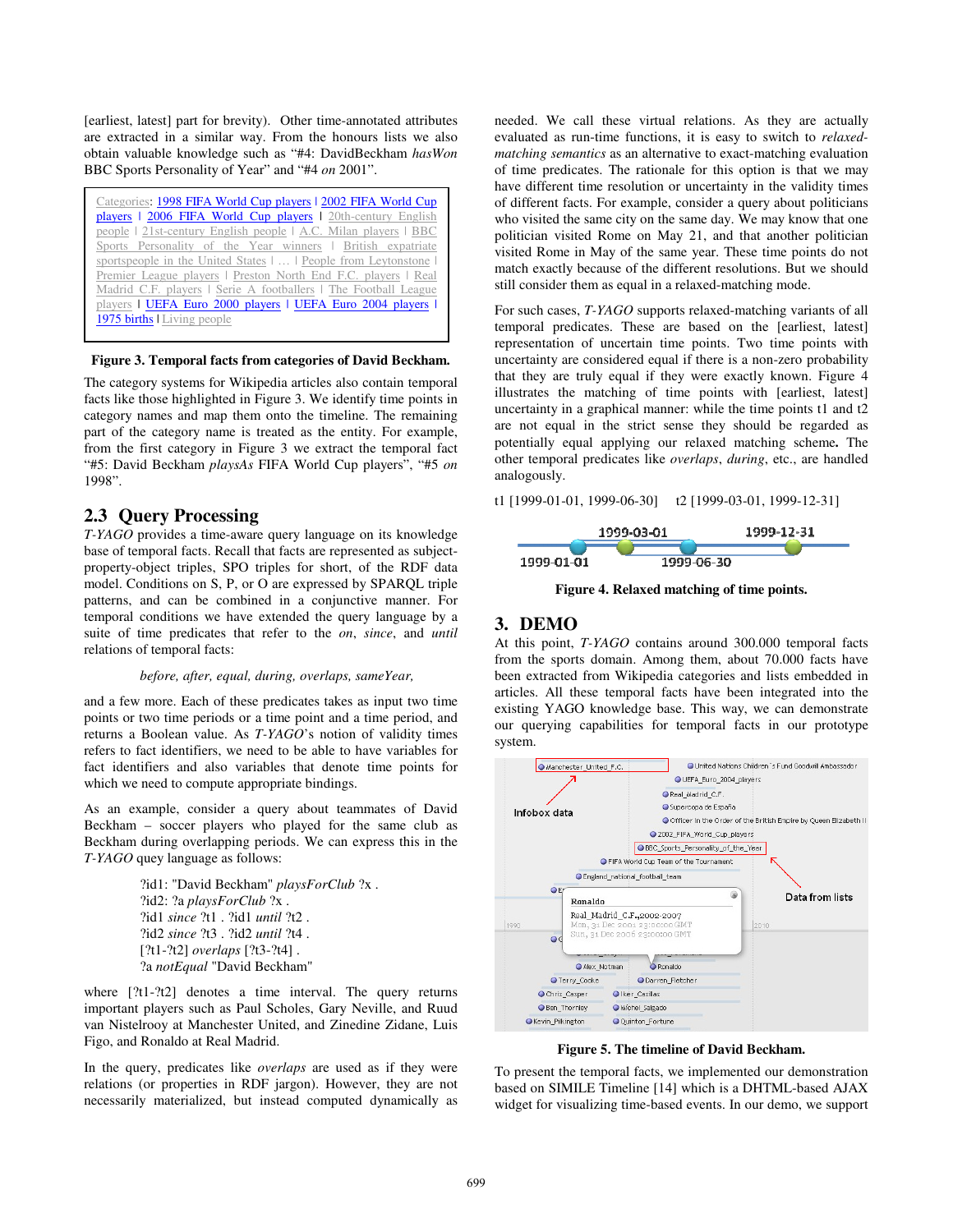[earliest, latest] part for brevity). Other time-annotated attributes are extracted in a similar way. From the honours lists we also obtain valuable knowledge such as "#4: DavidBeckham *hasWon* BBC Sports Personality of Year" and "#4 *on* 2001".

Categories: 1998 FIFA World Cup players | 2002 FIFA World Cup players | 2006 FIFA World Cup players | 20th-century English people | 21st-century English people | A.C. Milan players | BBC Sports Personality of the Year winners | British expatriate sportspeople in the United States | … | People from Leytonstone | Premier League players | Preston North End F.C. players | Real Madrid C.F. players | Serie A footballers | The Football League players | UEFA Euro 2000 players | UEFA Euro 2004 players | 1975 births | Living people

**Figure 3. Temporal facts from categories of David Beckham.**

The category systems for Wikipedia articles also contain temporal facts like those highlighted in Figure 3. We identify time points in category names and map them onto the timeline. The remaining part of the category name is treated as the entity. For example, from the first category in Figure 3 we extract the temporal fact "#5: David Beckham *playsAs* FIFA World Cup players", "#5 *on* 1998".

## 2.3 Query Processing

*T-YAGO* provides a time-aware query language on its knowledge base of temporal facts. Recall that facts are represented as subject-property-object triples, SPO triples for short, of the RDF data model. Conditions on S, P, or O are expressed by SPARQL triple patterns, and can be combined in a conjunctive manner. For temporal conditions we have extended the query language by a suite of time predicates that refer to the *on*, *since*, and *until* relations of temporal facts:

*before, after, equal, during, overlaps, sameYear,*

and a few more. Each of these predicates takes as input two time points or two time periods or a time point and a time period, and returns a Boolean value. As *T-YAGO*'s notion of validity times refers to fact identifiers, we need to be able to have variables for fact identifiers and also variables that denote time points for which we need to compute appropriate bindings.

As an example, consider a query about teammates of David Beckham – soccer players who played for the same club as Beckham during overlapping periods. We can express this in the *T-YAGO* query language as follows:

?id1: "David Beckham" *playsForClub* ?x .
?id2: ?a *playsForClub* ?x .
?id1 *since* ?t1 . ?id1 *until* ?t2 .
?id2 *since* ?t3 . ?id2 *until* ?t4 .
[?t1-?t2] *overlaps* [?t3-?t4] .
?a *notEqual* "David Beckham"

where [?t1-?t2] denotes a time interval. The query returns important players such as Paul Scholes, Gary Neville, and Ruud van Nistelrooy at Manchester United, and Zinedine Zidane, Luis Figo, and Ronaldo at Real Madrid.

In the query, predicates like *overlaps* are used as if they were relations (or properties in RDF jargon). However, they are not necessarily materialized, but instead computed dynamically as needed. We call these virtual relations. As they are actually evaluated as run-time functions, it is easy to switch to *relaxed-matching semantics* as an alternative to exact-matching evaluation of time predicates. The rationale for this option is that we may have different time resolution or uncertainty in the validity times of different facts. For example, consider a query about politicians who visited the same city on the same day. We may know that one politician visited Rome on May 21, and that another politician visited Rome in May of the same year. These time points do not match exactly because of the different resolutions. But we should still consider them as equal in a relaxed-matching mode.

For such cases, *T-YAGO* supports relaxed-matching variants of all temporal predicates. These are based on the [earliest, latest] representation of uncertain time points. Two time points with uncertainty are considered equal if there is a non-zero probability that they are truly equal if they were exactly known. Figure 4 illustrates the matching of time points with [earliest, latest] uncertainty in a graphical manner: while the time points t1 and t2 are not equal in the strict sense they should be regarded as potentially equal applying our relaxed matching scheme**.** The other temporal predicates like *overlaps*, *during*, etc., are handled analogously.

t1 [1999-01-01, 1999-06-30] t2 [1999-03-01, 1999-12-31]

**Figure 4. Relaxed matching of time points.**

# 3. DEMO

At this point, *T-YAGO* contains around 300.000 temporal facts from the sports domain. Among them, about 70.000 facts have been extracted from Wikipedia categories and lists embedded in articles. All these temporal facts have been integrated into the existing YAGO knowledge base. This way, we can demonstrate our querying capabilities for temporal facts in our prototype system.

**Figure 5. The timeline of David Beckham.**

To present the temporal facts, we implemented our demonstration based on SIMILE Timeline [14] which is a DHTML-based AJAX widget for visualizing time-based events. In our demo, we support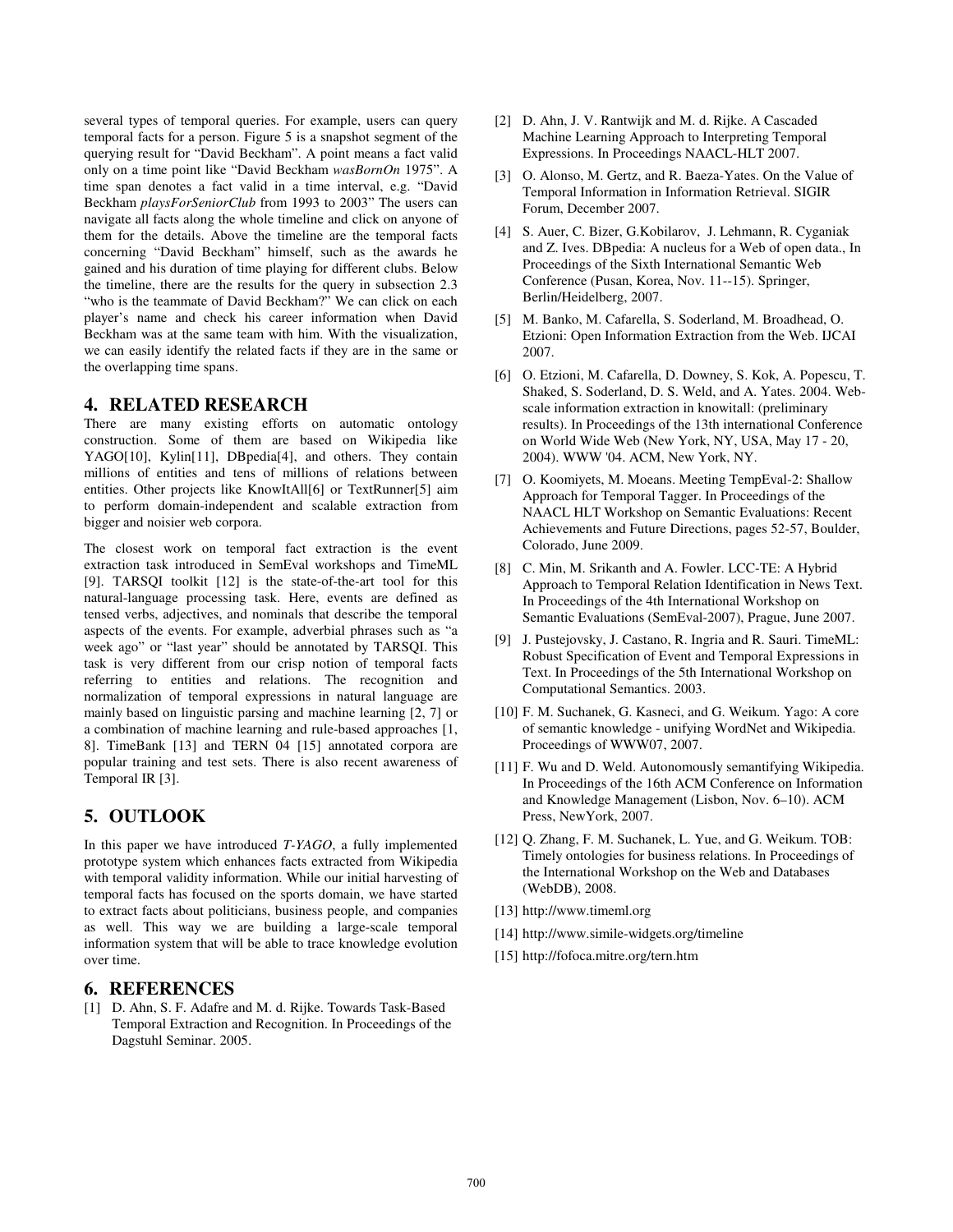several types of temporal queries. For example, users can query temporal facts for a person. Figure 5 is a snapshot segment of the querying result for "David Beckham". A point means a fact valid only on a time point like "David Beckham *wasBornOn* 1975". A time span denotes a fact valid in a time interval, e.g. "David Beckham *playsForSeniorClub* from 1993 to 2003" The users can navigate all facts along the whole timeline and click on anyone of them for the details. Above the timeline are the temporal facts concerning "David Beckham" himself, such as the awards he gained and his duration of time playing for different clubs. Below the timeline, there are the results for the query in subsection 2.3 "who is the teammate of David Beckham?" We can click on each player's name and check his career information when David Beckham was at the same team with him. With the visualization, we can easily identify the related facts if they are in the same or the overlapping time spans.

## 4. RELATED RESEARCH

There are many existing efforts on automatic ontology construction. Some of them are based on Wikipedia like YAGO[10], Kylin[11], DBpedia[4], and others. They contain millions of entities and tens of millions of relations between entities. Other projects like KnowItAll[6] or TextRunner[5] aim to perform domain-independent and scalable extraction from bigger and noisier web corpora.

The closest work on temporal fact extraction is the event extraction task introduced in SemEval workshops and TimeML [9]. TARSQI toolkit [12] is the state-of-the-art tool for this natural-language processing task. Here, events are defined as tensed verbs, adjectives, and nominals that describe the temporal aspects of the events. For example, adverbial phrases such as "a week ago" or "last year" should be annotated by TARSQI. This task is very different from our crisp notion of temporal facts referring to entities and relations. The recognition and normalization of temporal expressions in natural language are mainly based on linguistic parsing and machine learning [2, 7] or a combination of machine learning and rule-based approaches [1, 8]. TimeBank [13] and TERN 04 [15] annotated corpora are popular training and test sets. There is also recent awareness of Temporal IR [3].

## 5. OUTLOOK

In this paper we have introduced *T-YAGO*, a fully implemented prototype system which enhances facts extracted from Wikipedia with temporal validity information. While our initial harvesting of temporal facts has focused on the sports domain, we have started to extract facts about politicians, business people, and companies as well. This way we are building a large-scale temporal information system that will be able to trace knowledge evolution over time.

## 6. REFERENCES

[1] D. Ahn, S. F. Adafre and M. d. Rijke. Towards Task-Based Temporal Extraction and Recognition. In Proceedings of the Dagstuhl Seminar. 2005.

[2] D. Ahn, J. V. Rantwijk and M. d. Rijke. A Cascaded Machine Learning Approach to Interpreting Temporal Expressions. In Proceedings NAACL-HLT 2007.

[3] O. Alonso, M. Gertz, and R. Baeza-Yates. On the Value of Temporal Information in Information Retrieval. SIGIR Forum, December 2007.

[4] S. Auer, C. Bizer, G.Kobilarov, J. Lehmann, R. Cyganiak and Z. Ives. DBpedia: A nucleus for a Web of open data., In Proceedings of the Sixth International Semantic Web Conference (Pusan, Korea, Nov. 11--15). Springer, Berlin/Heidelberg, 2007.

[5] M. Banko, M. Cafarella, S. Soderland, M. Broadhead, O. Etzioni: Open Information Extraction from the Web. IJCAI 2007.

[6] O. Etzioni, M. Cafarella, D. Downey, S. Kok, A. Popescu, T. Shaked, S. Soderland, D. S. Weld, and A. Yates. 2004. Web-scale information extraction in knowitall: (preliminary results). In Proceedings of the 13th international Conference on World Wide Web (New York, NY, USA, May 17 - 20, 2004). WWW '04. ACM, New York, NY.

[7] O. Koomiyets, M. Moeans. Meeting TempEval-2: Shallow Approach for Temporal Tagger. In Proceedings of the NAACL HLT Workshop on Semantic Evaluations: Recent Achievements and Future Directions, pages 52-57, Boulder, Colorado, June 2009.

[8] C. Min, M. Srikanth and A. Fowler. LCC-TE: A Hybrid Approach to Temporal Relation Identification in News Text. In Proceedings of the 4th International Workshop on Semantic Evaluations (SemEval-2007), Prague, June 2007.

[9] J. Pustejovsky, J. Castano, R. Ingria and R. Sauri. TimeML: Robust Specification of Event and Temporal Expressions in Text. In Proceedings of the 5th International Workshop on Computational Semantics. 2003.

[10] F. M. Suchanek, G. Kasneci, and G. Weikum. Yago: A core of semantic knowledge - unifying WordNet and Wikipedia. Proceedings of WWW07, 2007.

[11] F. Wu and D. Weld. Autonomously semantifying Wikipedia. In Proceedings of the 16th ACM Conference on Information and Knowledge Management (Lisbon, Nov. 6–10). ACM Press, NewYork, 2007.

[12] Q. Zhang, F. M. Suchanek, L. Yue, and G. Weikum. TOB: Timely ontologies for business relations. In Proceedings of the International Workshop on the Web and Databases (WebDB), 2008.

[13] http://www.timeml.org

[14] http://www.simile-widgets.org/timeline

[15] http://fofoca.mitre.org/tern.htm